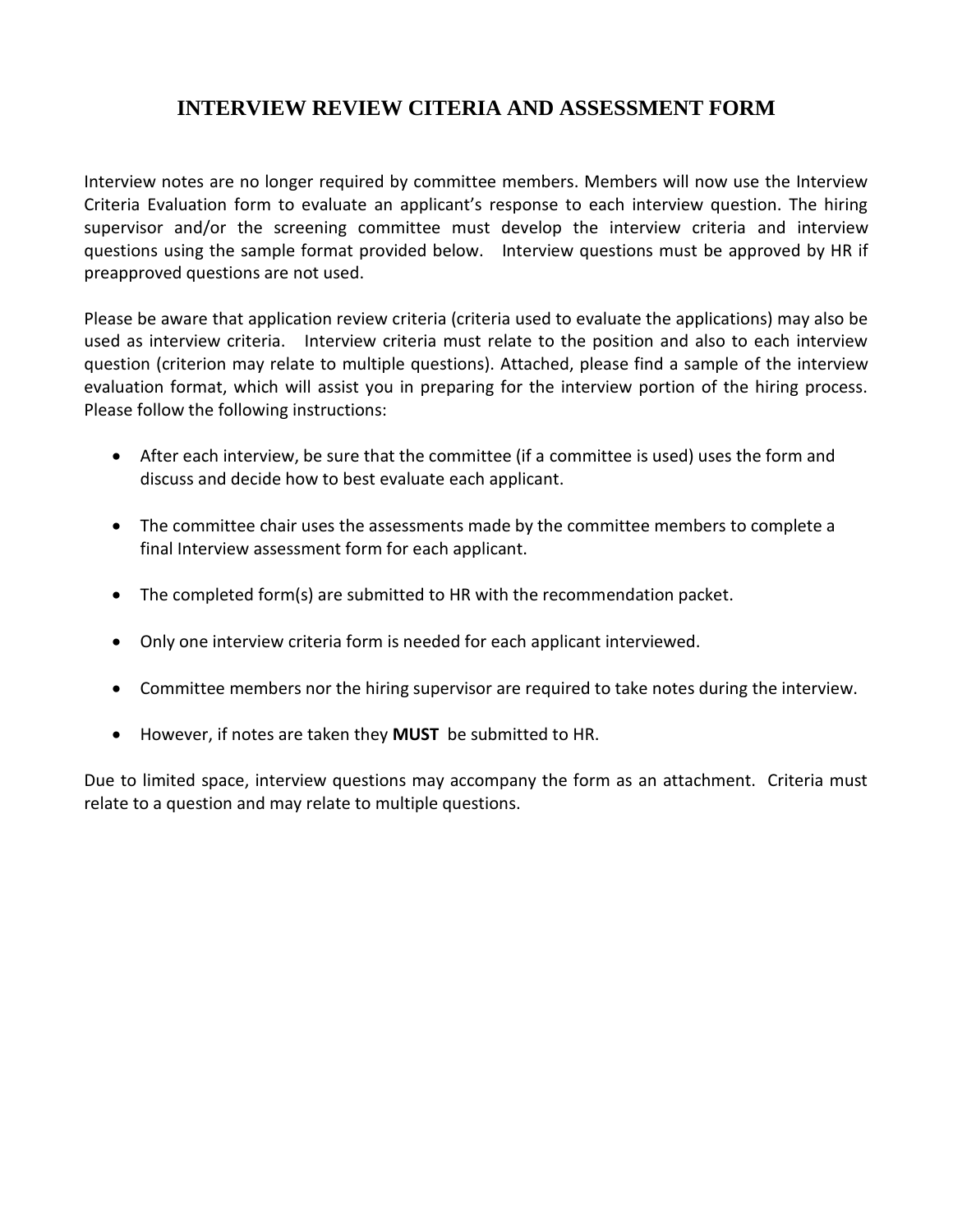# INTERVIEW REVIEW CITERIA AND ASSESSMENT FORM

Interview notes are no longer required by committee members. Members will now use the Interview Criteria Evaluation form to evaluate an applicant's response to each interview question. The hiring supervisor and/or the screening committee must develop the interview criteria and interview questions using the sample format provided below. Interview questions must be approved by HR if preapproved questions are not used.

Please be aware that application review criteria (criteria used to evaluate the applications) may also be used as interview criteria. Interview criteria must relate to the position and also to each interview question (criterion may relate to multiple questions). Attached, please find a sample of the interview evaluation format, which will assist you in preparing for the interview portion of the hiring process. Please follow the following instructions:

- After each interview, be sure that the committee (if a committee is used) uses the form and discuss and decide how to best evaluate each applicant.
- The committee chair uses the assessments made by the committee members to complete a final Interview assessment form for each applicant.
- The completed form(s) are submitted to HR with the recommendation packet.
- Only one interview criteria form is needed for each applicant interviewed.
- Committee members nor the hiring supervisor are required to take notes during the interview.
- However, if notes are taken they **MUST** be submitted to HR.

Due to limited space, interview questions may accompany the form as an attachment. Criteria must relate to a question and may relate to multiple questions.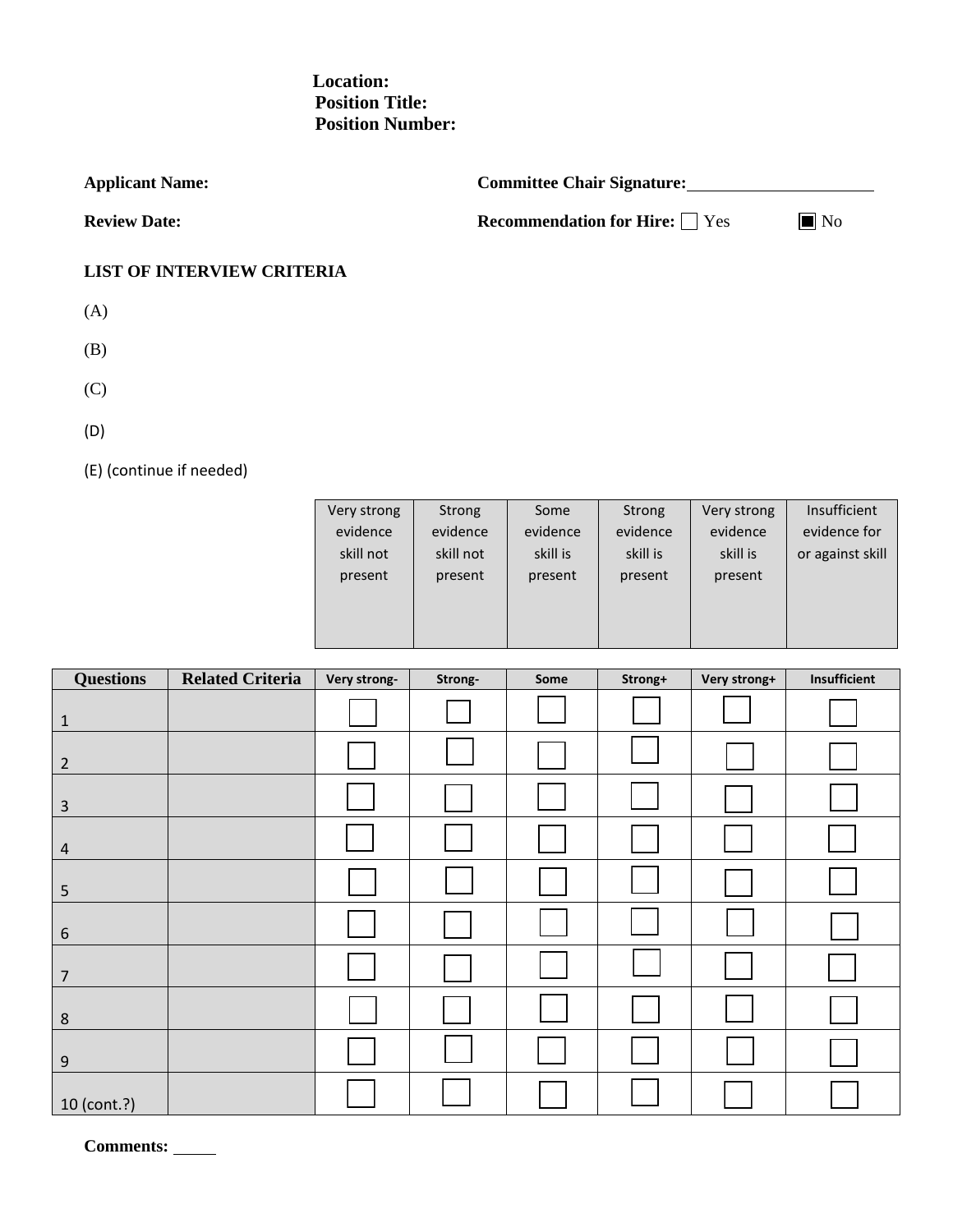**Location:**
**Position Title:**
**Position Number:**

**Applicant Name:** **Committee Chair Signature:** \_\_\_\_\_\_\_\_\_\_\_\_\_\_\_\_\_\_\_\_

**Review Date:** **Recommendation for Hire:** ☐ Yes ☒ No

**LIST OF INTERVIEW CRITERIA**

(A)

(B)

(C)

(D)

(E) (continue if needed)

| Very strong evidence skill not present | Strong evidence skill not present | Some evidence skill is present | Strong evidence skill is present | Very strong evidence skill is present | Insufficient evidence for or against skill |
|---|---|---|---|---|---|

| Questions | Related Criteria | Very strong- | Strong- | Some | Strong+ | Very strong+ | Insufficient |
|---|---|---|---|---|---|---|---|
| 1 | | ☐ | ☐ | ☐ | ☐ | ☐ | ☐ |
| 2 | | ☐ | ☐ | ☐ | ☐ | ☐ | ☐ |
| 3 | | ☐ | ☐ | ☐ | ☐ | ☐ | ☐ |
| 4 | | ☐ | ☐ | ☐ | ☐ | ☐ | ☐ |
| 5 | | ☐ | ☐ | ☐ | ☐ | ☐ | ☐ |
| 6 | | ☐ | ☐ | ☐ | ☐ | ☐ | ☐ |
| 7 | | ☐ | ☐ | ☐ | ☐ | ☐ | ☐ |
| 8 | | ☐ | ☐ | ☐ | ☐ | ☐ | ☐ |
| 9 | | ☐ | ☐ | ☐ | ☐ | ☐ | ☐ |
| 10 (cont.?) | | ☐ | ☐ | ☐ | ☐ | ☐ | ☐ |

**Comments:** \_\_\_\_\_